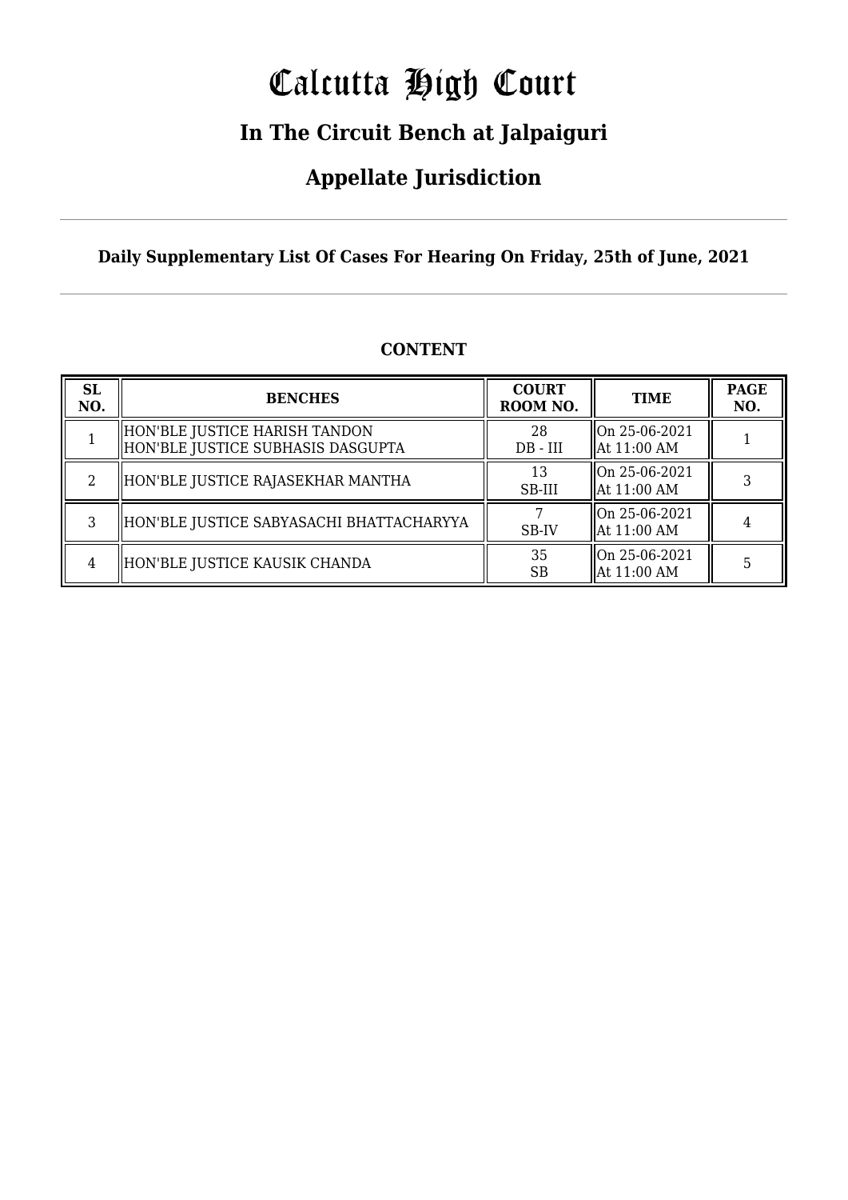# Calcutta High Court

## In The Circuit Bench at Jalpaiguri

## Appellate Jurisdiction

**Daily Supplementary List Of Cases For Hearing On Friday, 25th of June, 2021**

**CONTENT**

| SL NO. | BENCHES | COURT ROOM NO. | TIME | PAGE NO. |
|---|---|---|---|---|
| 1 | HON'BLE JUSTICE HARISH TANDON<br>HON'BLE JUSTICE SUBHASIS DASGUPTA | 28<br>DB - III | On 25-06-2021<br>At 11:00 AM | 1 |
| 2 | HON'BLE JUSTICE RAJASEKHAR MANTHA | 13<br>SB-III | On 25-06-2021<br>At 11:00 AM | 3 |
| 3 | HON'BLE JUSTICE SABYASACHI BHATTACHARYYA | 7<br>SB-IV | On 25-06-2021<br>At 11:00 AM | 4 |
| 4 | HON'BLE JUSTICE KAUSIK CHANDA | 35<br>SB | On 25-06-2021<br>At 11:00 AM | 5 |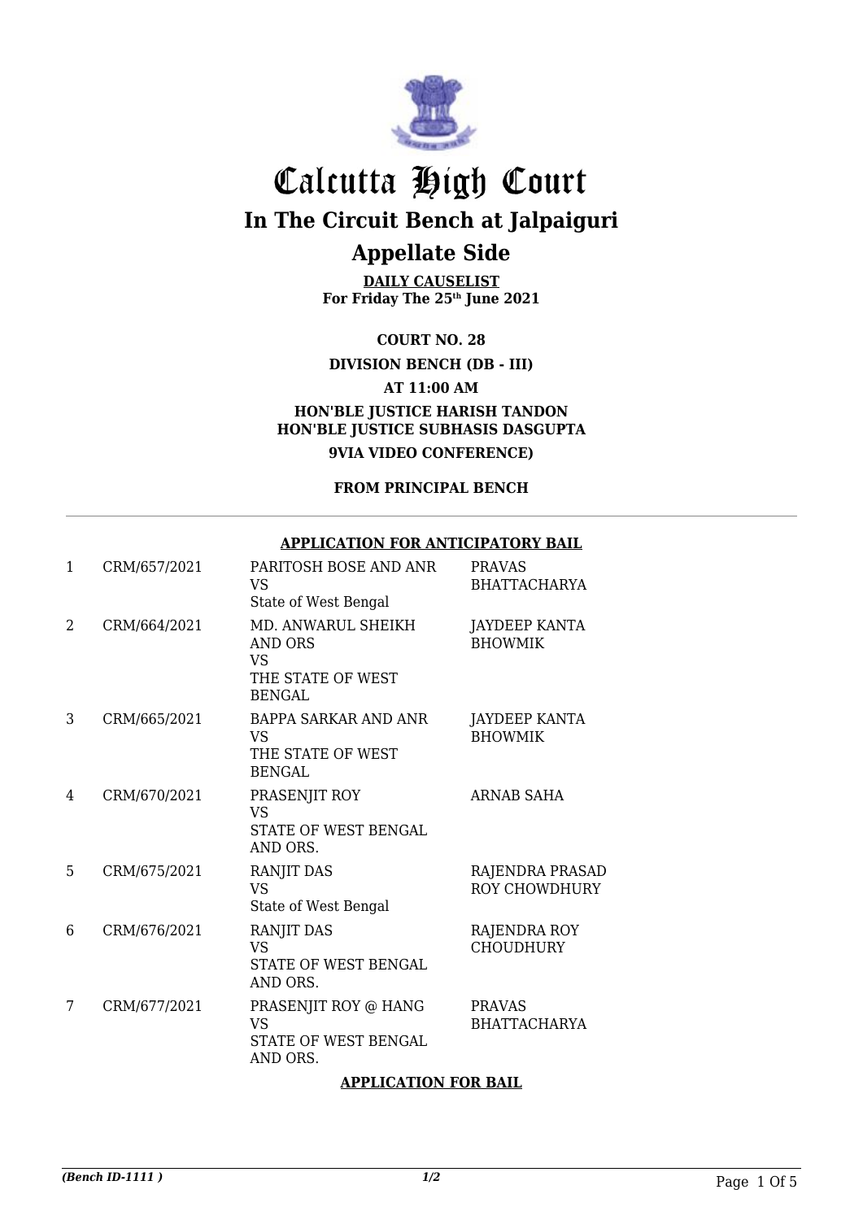# Calcutta High Court

## In The Circuit Bench at Jalpaiguri

## Appellate Side

**DAILY CAUSELIST**
**For Friday The 25th June 2021**

**COURT NO. 28**

**DIVISION BENCH (DB - III)**

**AT 11:00 AM**

**HON'BLE JUSTICE HARISH TANDON**
**HON'BLE JUSTICE SUBHASIS DASGUPTA**

**9VIA VIDEO CONFERENCE)**

**FROM PRINCIPAL BENCH**

---

**APPLICATION FOR ANTICIPATORY BAIL**

| | | | |
|---|---|---|---|
| 1 | CRM/657/2021 | PARITOSH BOSE AND ANR<br>VS<br>State of West Bengal | PRAVAS BHATTACHARYA |
| 2 | CRM/664/2021 | MD. ANWARUL SHEIKH AND ORS<br>VS<br>THE STATE OF WEST BENGAL | JAYDEEP KANTA BHOWMIK |
| 3 | CRM/665/2021 | BAPPA SARKAR AND ANR<br>VS<br>THE STATE OF WEST BENGAL | JAYDEEP KANTA BHOWMIK |
| 4 | CRM/670/2021 | PRASENJIT ROY<br>VS<br>STATE OF WEST BENGAL AND ORS. | ARNAB SAHA |
| 5 | CRM/675/2021 | RANJIT DAS<br>VS<br>State of West Bengal | RAJENDRA PRASAD ROY CHOWDHURY |
| 6 | CRM/676/2021 | RANJIT DAS<br>VS<br>STATE OF WEST BENGAL AND ORS. | RAJENDRA ROY CHOUDHURY |
| 7 | CRM/677/2021 | PRASENJIT ROY @ HANG<br>VS<br>STATE OF WEST BENGAL AND ORS. | PRAVAS BHATTACHARYA |

**APPLICATION FOR BAIL**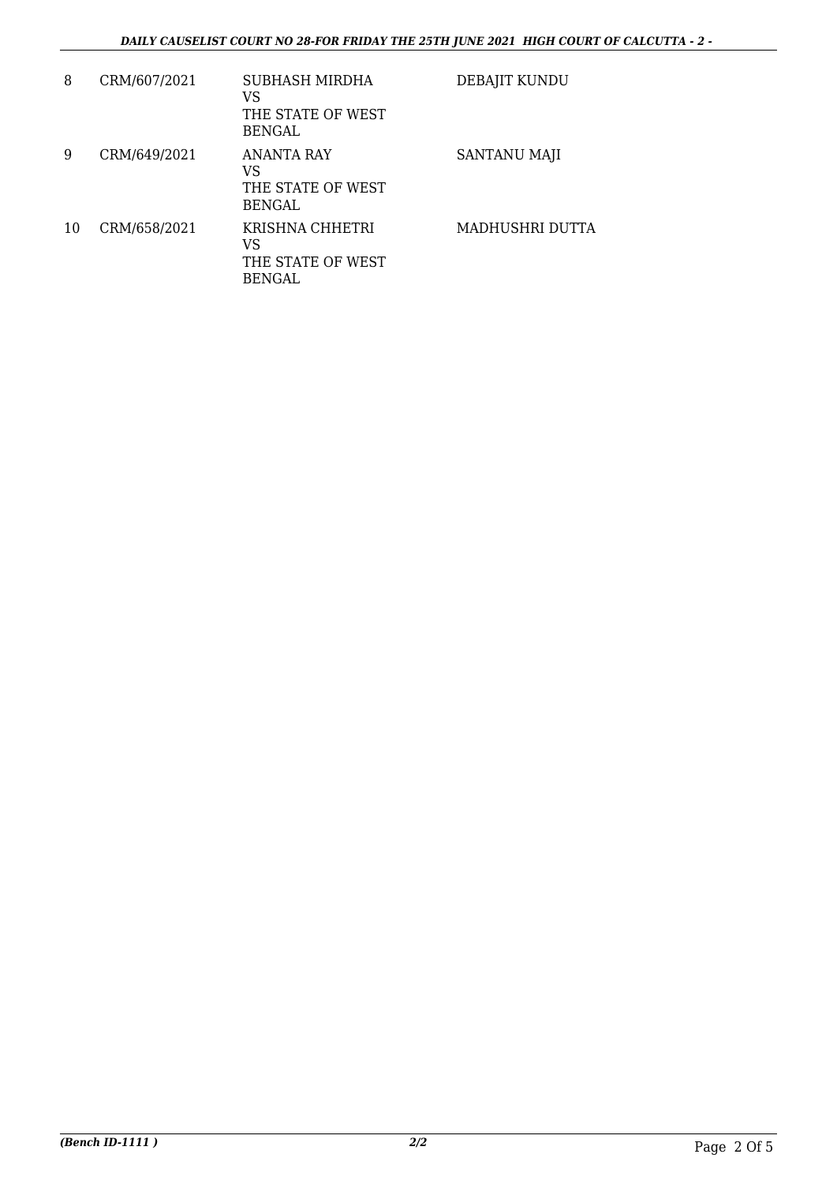| 8 | CRM/607/2021 | SUBHASH MIRDHA<br>VS<br>THE STATE OF WEST BENGAL | DEBAJIT KUNDU |
|---|---|---|---|
| 9 | CRM/649/2021 | ANANTA RAY<br>VS<br>THE STATE OF WEST BENGAL | SANTANU MAJI |
| 10 | CRM/658/2021 | KRISHNA CHHETRI<br>VS<br>THE STATE OF WEST BENGAL | MADHUSHRI DUTTA |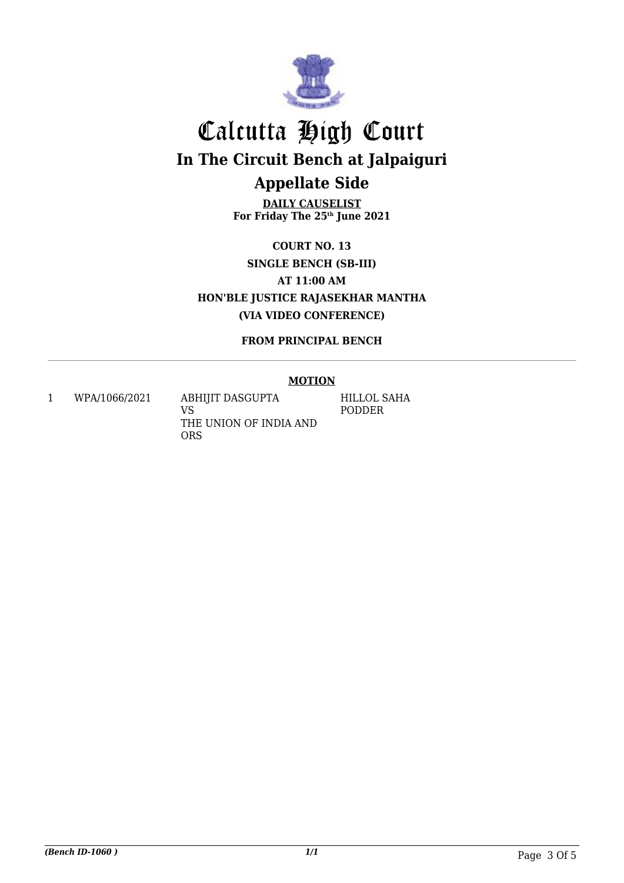# Calcutta High Court

## In The Circuit Bench at Jalpaiguri

## Appellate Side

**DAILY CAUSELIST**
**For Friday The 25th June 2021**

**COURT NO. 13**

**SINGLE BENCH (SB-III)**

**AT 11:00 AM**

**HON'BLE JUSTICE RAJASEKHAR MANTHA**

**(VIA VIDEO CONFERENCE)**

**FROM PRINCIPAL BENCH**

---

**MOTION**

| | | | |
|---|---|---|---|
| 1 | WPA/1066/2021 | ABHIJIT DASGUPTA<br>VS<br>THE UNION OF INDIA AND ORS | HILLOL SAHA PODDER |

*(Bench ID-1060 )*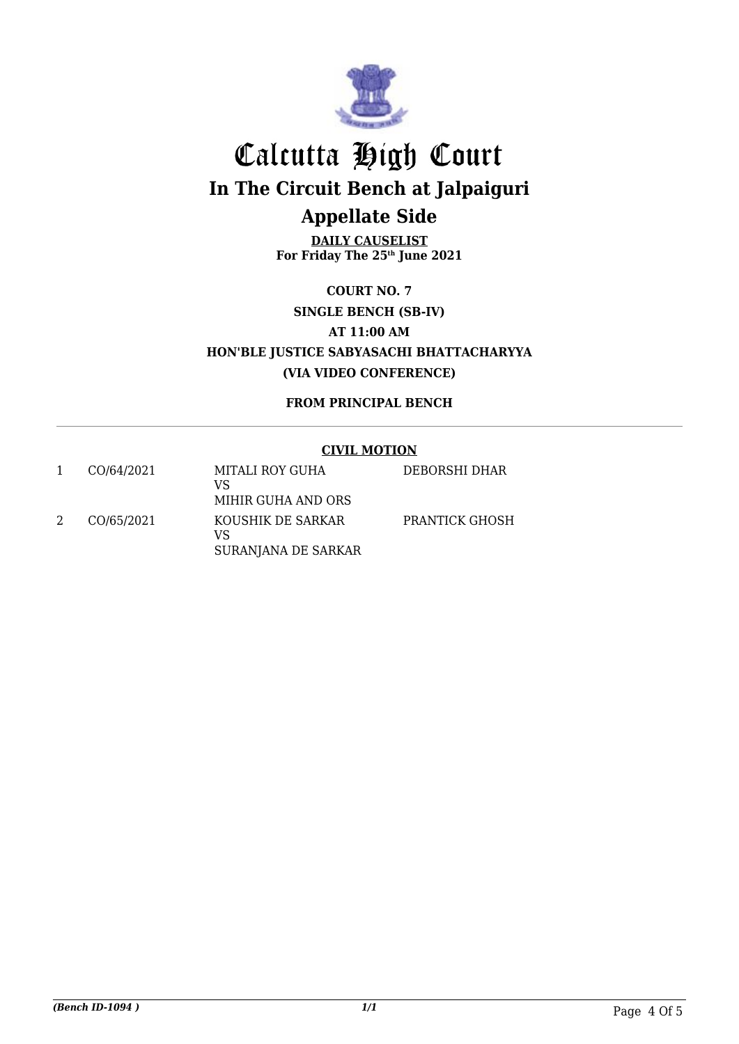# Calcutta High Court

## In The Circuit Bench at Jalpaiguri

## Appellate Side

**DAILY CAUSELIST**
**For Friday The 25th June 2021**

**COURT NO. 7**

**SINGLE BENCH (SB-IV)**

**AT 11:00 AM**

**HON'BLE JUSTICE SABYASACHI BHATTACHARYYA**

**(VIA VIDEO CONFERENCE)**

**FROM PRINCIPAL BENCH**

**CIVIL MOTION**

| | | | |
|---|---|---|---|
| 1 | CO/64/2021 | MITALI ROY GUHA<br>VS<br>MIHIR GUHA AND ORS | DEBORSHI DHAR |
| 2 | CO/65/2021 | KOUSHIK DE SARKAR<br>VS<br>SURANJANA DE SARKAR | PRANTICK GHOSH |

*(Bench ID-1094 )* *1/1*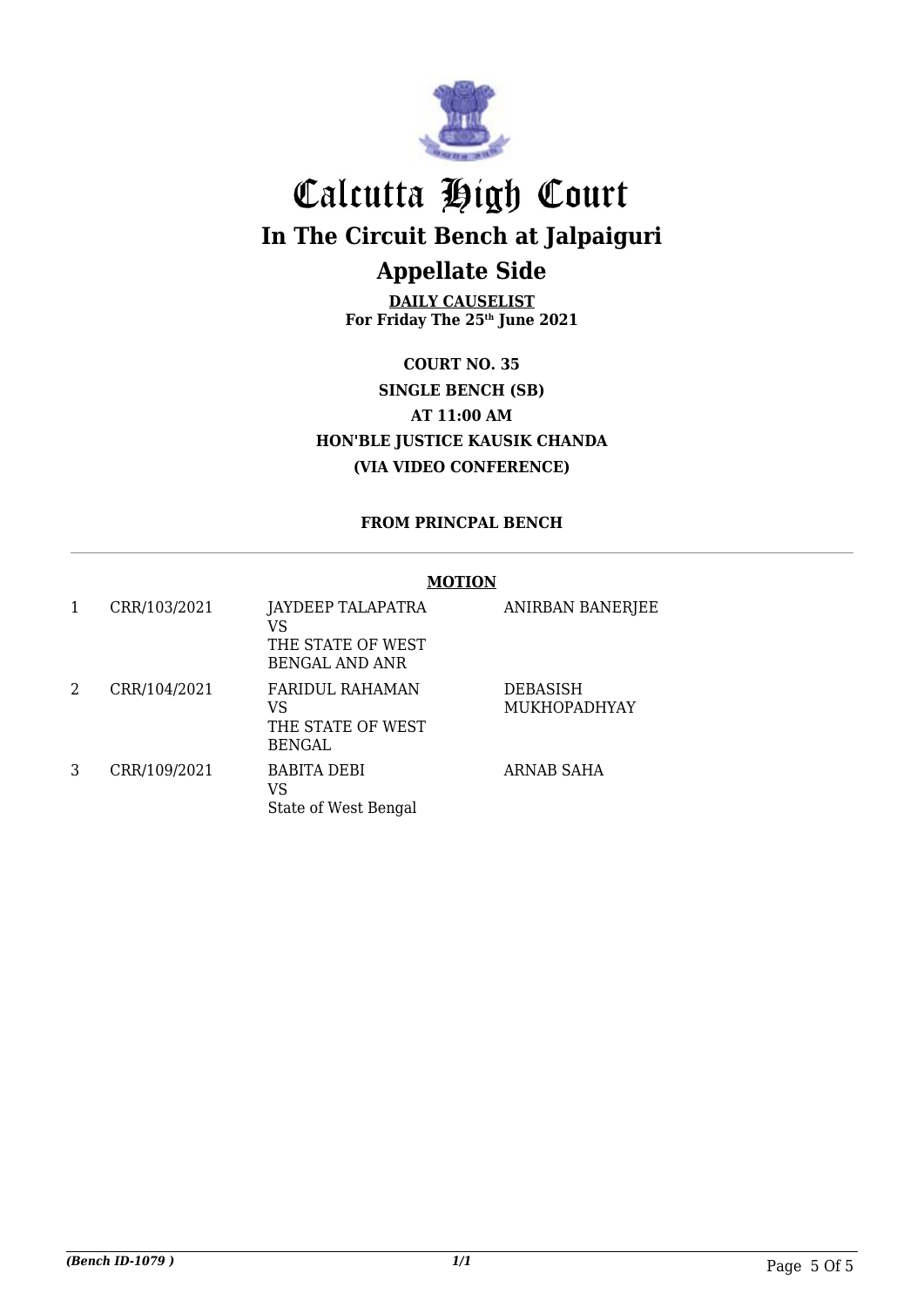# Calcutta High Court

## In The Circuit Bench at Jalpaiguri

## Appellate Side

**DAILY CAUSELIST**
**For Friday The 25th June 2021**

**COURT NO. 35**
**SINGLE BENCH (SB)**
**AT 11:00 AM**
**HON'BLE JUSTICE KAUSIK CHANDA**
**(VIA VIDEO CONFERENCE)**

**FROM PRINCPAL BENCH**

**MOTION**

| | | | |
|---|---|---|---|
| 1 | CRR/103/2021 | JAYDEEP TALAPATRA VS THE STATE OF WEST BENGAL AND ANR | ANIRBAN BANERJEE |
| 2 | CRR/104/2021 | FARIDUL RAHAMAN VS THE STATE OF WEST BENGAL | DEBASISH MUKHOPADHYAY |
| 3 | CRR/109/2021 | BABITA DEBI VS State of West Bengal | ARNAB SAHA |

*(Bench ID-1079 )* 1/1